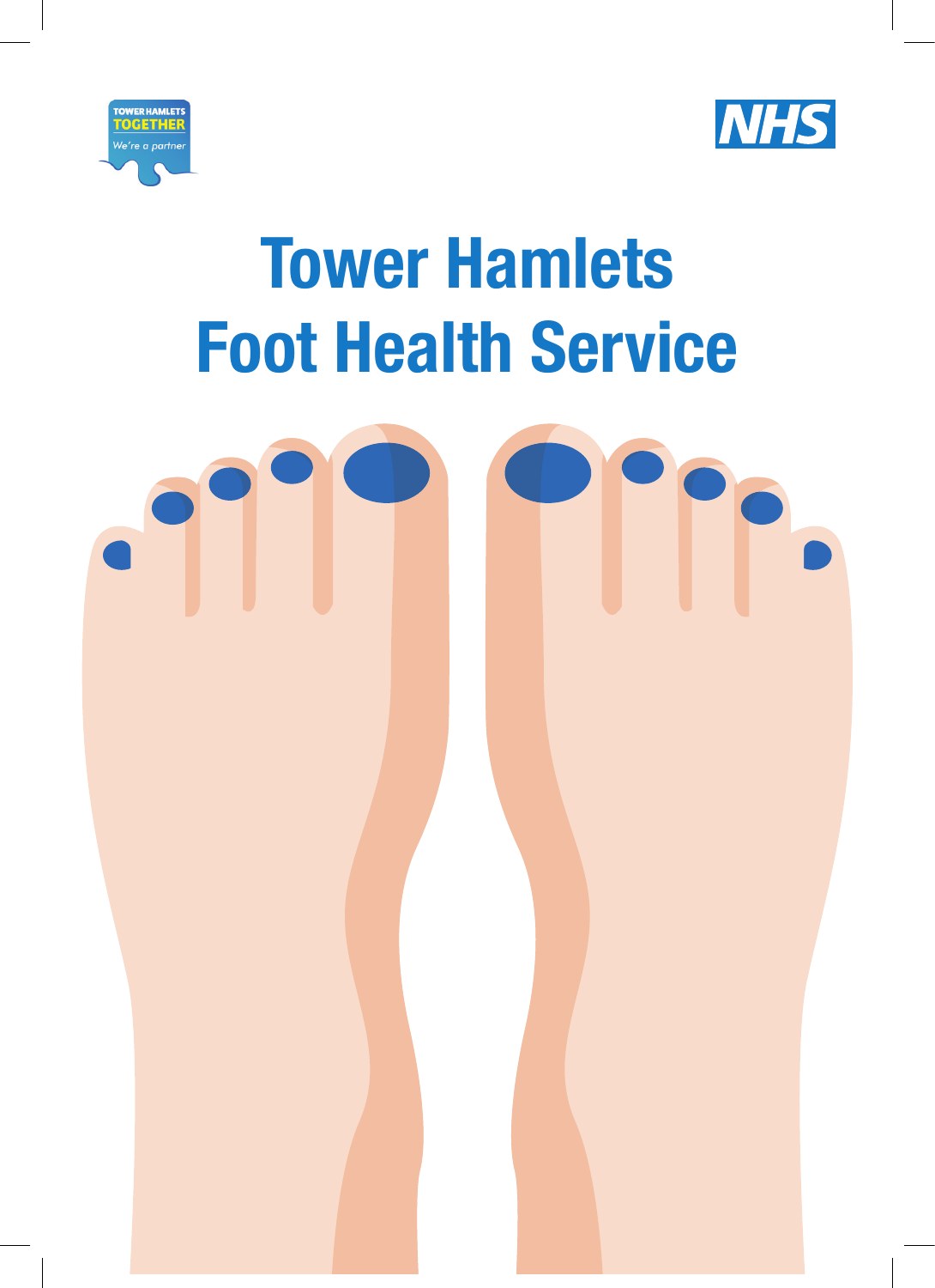TOWER HAMLETS TOGETHER
We're a partner

NHS

# Tower Hamlets Foot Health Service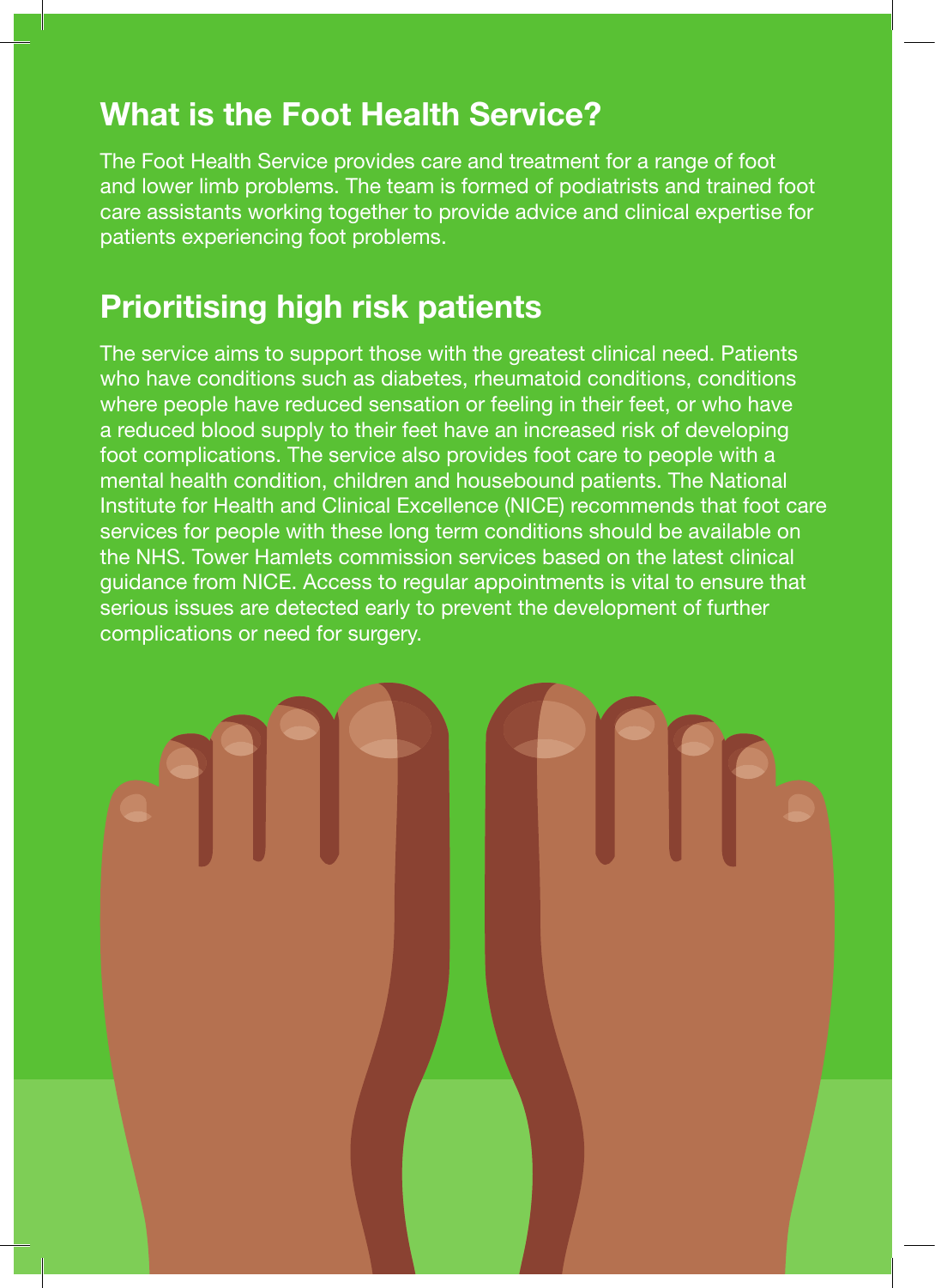## What is the Foot Health Service?

The Foot Health Service provides care and treatment for a range of foot and lower limb problems. The team is formed of podiatrists and trained foot care assistants working together to provide advice and clinical expertise for patients experiencing foot problems.

## Prioritising high risk patients

The service aims to support those with the greatest clinical need. Patients who have conditions such as diabetes, rheumatoid conditions, conditions where people have reduced sensation or feeling in their feet, or who have a reduced blood supply to their feet have an increased risk of developing foot complications. The service also provides foot care to people with a mental health condition, children and housebound patients. The National Institute for Health and Clinical Excellence (NICE) recommends that foot care services for people with these long term conditions should be available on the NHS. Tower Hamlets commission services based on the latest clinical guidance from NICE. Access to regular appointments is vital to ensure that serious issues are detected early to prevent the development of further complications or need for surgery.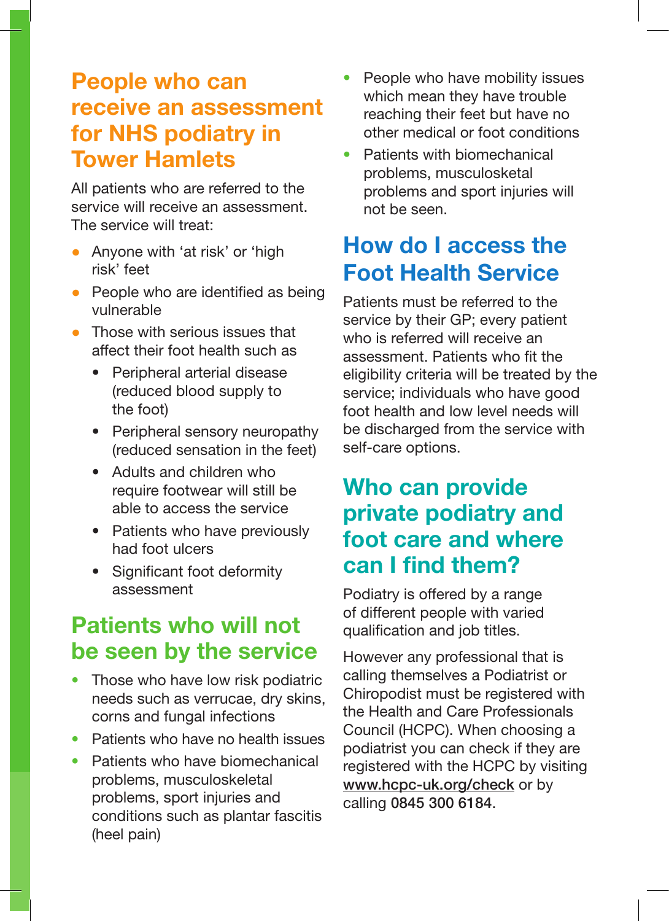## People who can receive an assessment for NHS podiatry in Tower Hamlets

All patients who are referred to the service will receive an assessment. The service will treat:

- Anyone with 'at risk' or 'high risk' feet
- People who are identified as being vulnerable
- Those with serious issues that affect their foot health such as
  - Peripheral arterial disease (reduced blood supply to the foot)
  - Peripheral sensory neuropathy (reduced sensation in the feet)
  - Adults and children who require footwear will still be able to access the service
  - Patients who have previously had foot ulcers
  - Significant foot deformity assessment

## Patients who will not be seen by the service

- Those who have low risk podiatric needs such as verrucae, dry skins, corns and fungal infections
- Patients who have no health issues
- Patients who have biomechanical problems, musculoskeletal problems, sport injuries and conditions such as plantar fascitis (heel pain)
- People who have mobility issues which mean they have trouble reaching their feet but have no other medical or foot conditions
- Patients with biomechanical problems, musculosketal problems and sport injuries will not be seen.

## How do I access the Foot Health Service

Patients must be referred to the service by their GP; every patient who is referred will receive an assessment. Patients who fit the eligibility criteria will be treated by the service; individuals who have good foot health and low level needs will be discharged from the service with self-care options.

## Who can provide private podiatry and foot care and where can I find them?

Podiatry is offered by a range of different people with varied qualification and job titles.

However any professional that is calling themselves a Podiatrist or Chiropodist must be registered with the Health and Care Professionals Council (HCPC). When choosing a podiatrist you can check if they are registered with the HCPC by visiting www.hcpc-uk.org/check or by calling **0845 300 6184**.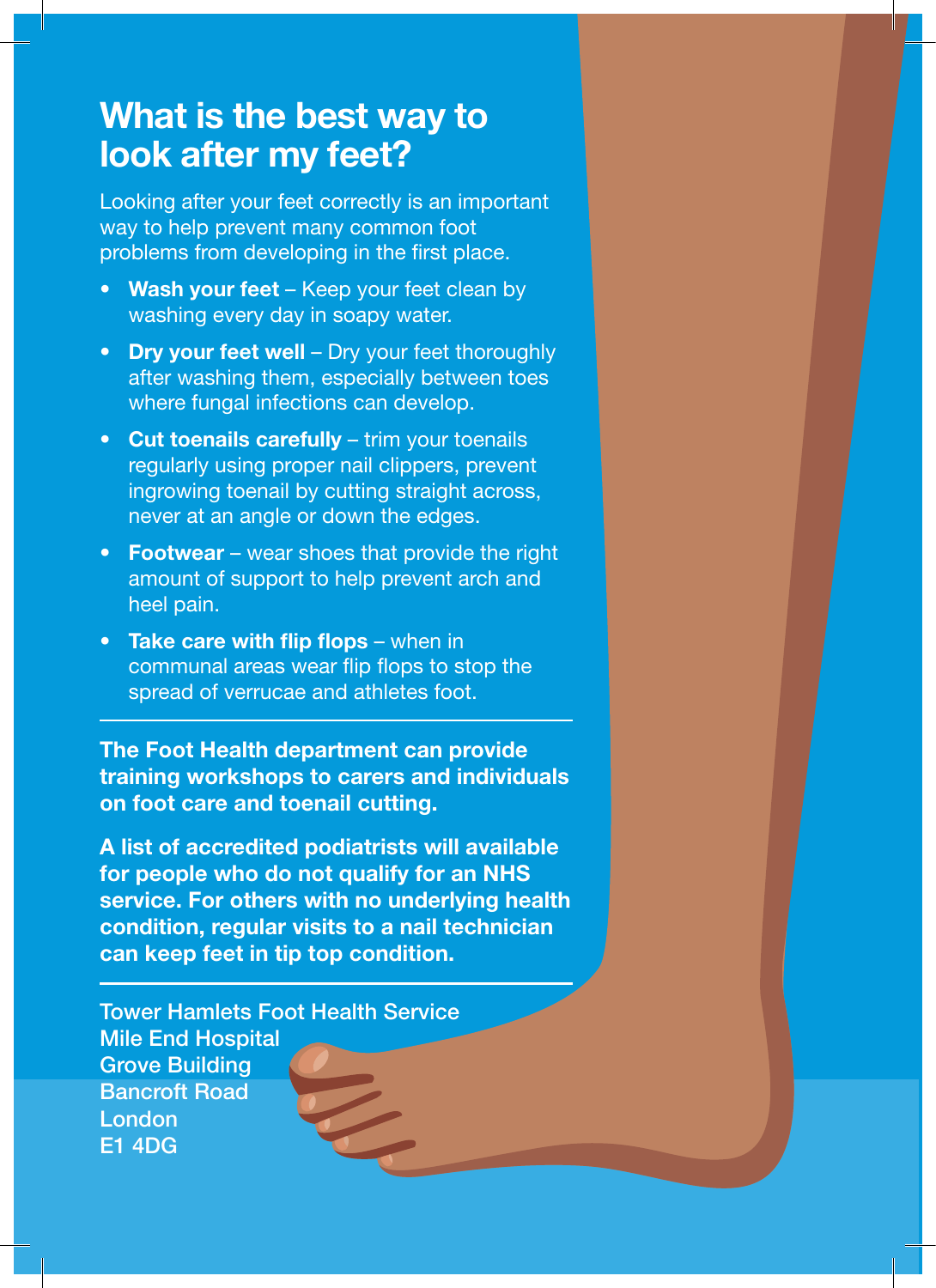# What is the best way to look after my feet?

Looking after your feet correctly is an important way to help prevent many common foot problems from developing in the first place.

- **Wash your feet** – Keep your feet clean by washing every day in soapy water.
- **Dry your feet well** – Dry your feet thoroughly after washing them, especially between toes where fungal infections can develop.
- **Cut toenails carefully** – trim your toenails regularly using proper nail clippers, prevent ingrowing toenail by cutting straight across, never at an angle or down the edges.
- **Footwear** – wear shoes that provide the right amount of support to help prevent arch and heel pain.
- **Take care with flip flops** – when in communal areas wear flip flops to stop the spread of verrucae and athletes foot.

---

**The Foot Health department can provide training workshops to carers and individuals on foot care and toenail cutting.**

**A list of accredited podiatrists will available for people who do not qualify for an NHS service. For others with no underlying health condition, regular visits to a nail technician can keep feet in tip top condition.**

---

Tower Hamlets Foot Health Service
Mile End Hospital
Grove Building
Bancroft Road
London
E1 4DG